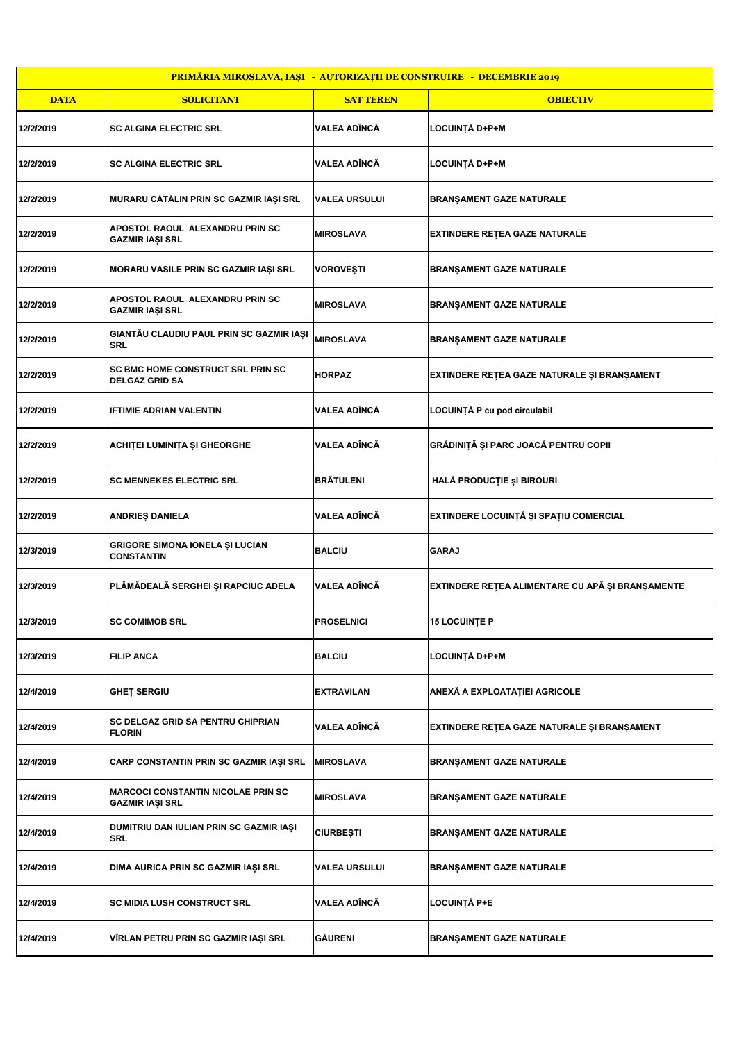| PRIMĂRIA MIROSLAVA, IAȘI - AUTORIZAȚII DE CONSTRUIRE - DECEMBRIE 2019 | | | |
|---|---|---|---|
| **DATA** | **SOLICITANT** | **SAT TEREN** | **OBIECTIV** |
| 12/2/2019 | SC ALGINA ELECTRIC SRL | VALEA ADÎNCĂ | LOCUINȚĂ D+P+M |
| 12/2/2019 | SC ALGINA ELECTRIC SRL | VALEA ADÎNCĂ | LOCUINȚĂ D+P+M |
| 12/2/2019 | MURARU CĂTĂLIN PRIN SC GAZMIR IAȘI SRL | VALEA URSULUI | BRANȘAMENT GAZE NATURALE |
| 12/2/2019 | APOSTOL RAOUL ALEXANDRU PRIN SC GAZMIR IAȘI SRL | MIROSLAVA | EXTINDERE REȚEA GAZE NATURALE |
| 12/2/2019 | MORARU VASILE PRIN SC GAZMIR IAȘI SRL | VOROVEȘTI | BRANȘAMENT GAZE NATURALE |
| 12/2/2019 | APOSTOL RAOUL ALEXANDRU PRIN SC GAZMIR IAȘI SRL | MIROSLAVA | BRANȘAMENT GAZE NATURALE |
| 12/2/2019 | GIANTĂU CLAUDIU PAUL PRIN SC GAZMIR IAȘI SRL | MIROSLAVA | BRANȘAMENT GAZE NATURALE |
| 12/2/2019 | SC BMC HOME CONSTRUCT SRL PRIN SC DELGAZ GRID SA | HORPAZ | EXTINDERE REȚEA GAZE NATURALE ȘI BRANȘAMENT |
| 12/2/2019 | IFTIMIE ADRIAN VALENTIN | VALEA ADÎNCĂ | LOCUINȚĂ P cu pod circulabil |
| 12/2/2019 | ACHIȚEI LUMINIȚA ȘI GHEORGHE | VALEA ADÎNCĂ | GRĂDINIȚĂ ȘI PARC JOACĂ PENTRU COPII |
| 12/2/2019 | SC MENNEKES ELECTRIC SRL | BRĂTULENI | HALĂ PRODUCȚIE și BIROURI |
| 12/2/2019 | ANDRIEȘ DANIELA | VALEA ADÎNCĂ | EXTINDERE LOCUINȚĂ ȘI SPAȚIU COMERCIAL |
| 12/3/2019 | GRIGORE SIMONA IONELA ȘI LUCIAN CONSTANTIN | BALCIU | GARAJ |
| 12/3/2019 | PLĂMĂDEALĂ SERGHEI ȘI RAPCIUC ADELA | VALEA ADÎNCĂ | EXTINDERE REȚEA ALIMENTARE CU APĂ ȘI BRANȘAMENTE |
| 12/3/2019 | SC COMIMOB SRL | PROSELNICI | 15 LOCUINȚE P |
| 12/3/2019 | FILIP ANCA | BALCIU | LOCUINȚĂ D+P+M |
| 12/4/2019 | GHEȚ SERGIU | EXTRAVILAN | ANEXĂ A EXPLOATAȚIEI AGRICOLE |
| 12/4/2019 | SC DELGAZ GRID SA PENTRU CHIPRIAN FLORIN | VALEA ADÎNCĂ | EXTINDERE REȚEA GAZE NATURALE ȘI BRANȘAMENT |
| 12/4/2019 | CARP CONSTANTIN PRIN SC GAZMIR IAȘI SRL | MIROSLAVA | BRANȘAMENT GAZE NATURALE |
| 12/4/2019 | MARCOCI CONSTANTIN NICOLAE PRIN SC GAZMIR IAȘI SRL | MIROSLAVA | BRANȘAMENT GAZE NATURALE |
| 12/4/2019 | DUMITRIU DAN IULIAN PRIN SC GAZMIR IAȘI SRL | CIURBEȘTI | BRANȘAMENT GAZE NATURALE |
| 12/4/2019 | DIMA AURICA PRIN SC GAZMIR IAȘI SRL | VALEA URSULUI | BRANȘAMENT GAZE NATURALE |
| 12/4/2019 | SC MIDIA LUSH CONSTRUCT SRL | VALEA ADÎNCĂ | LOCUINȚĂ P+E |
| 12/4/2019 | VÎRLAN PETRU PRIN SC GAZMIR IAȘI SRL | GĂURENI | BRANȘAMENT GAZE NATURALE |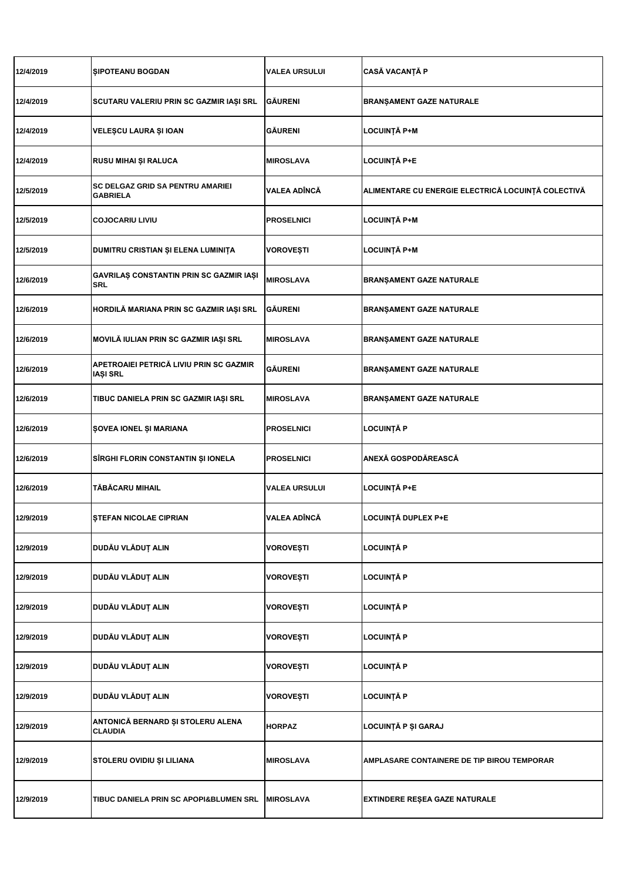| | | | |
|---|---|---|---|
| 12/4/2019 | ȘIPOTEANU BOGDAN | VALEA URSULUI | CASĂ VACANȚĂ P |
| 12/4/2019 | SCUTARU VALERIU PRIN SC GAZMIR IAȘI SRL | GĂURENI | BRANȘAMENT GAZE NATURALE |
| 12/4/2019 | VELEȘCU LAURA ȘI IOAN | GĂURENI | LOCUINȚĂ P+M |
| 12/4/2019 | RUSU MIHAI ȘI RALUCA | MIROSLAVA | LOCUINȚĂ P+E |
| 12/5/2019 | SC DELGAZ GRID SA PENTRU AMARIEI GABRIELA | VALEA ADÎNCĂ | ALIMENTARE CU ENERGIE ELECTRICĂ LOCUINȚĂ COLECTIVĂ |
| 12/5/2019 | COJOCARIU LIVIU | PROSELNICI | LOCUINȚĂ P+M |
| 12/5/2019 | DUMITRU CRISTIAN ȘI ELENA LUMINIȚA | VOROVEȘTI | LOCUINȚĂ P+M |
| 12/6/2019 | GAVRILAȘ CONSTANTIN PRIN SC GAZMIR IAȘI SRL | MIROSLAVA | BRANȘAMENT GAZE NATURALE |
| 12/6/2019 | HORDILĂ MARIANA PRIN SC GAZMIR IAȘI SRL | GĂURENI | BRANȘAMENT GAZE NATURALE |
| 12/6/2019 | MOVILĂ IULIAN PRIN SC GAZMIR IAȘI SRL | MIROSLAVA | BRANȘAMENT GAZE NATURALE |
| 12/6/2019 | APETROAIEI PETRICĂ LIVIU PRIN SC GAZMIR IAȘI SRL | GĂURENI | BRANȘAMENT GAZE NATURALE |
| 12/6/2019 | TIBUC DANIELA PRIN SC GAZMIR IAȘI SRL | MIROSLAVA | BRANȘAMENT GAZE NATURALE |
| 12/6/2019 | ȘOVEA IONEL ȘI MARIANA | PROSELNICI | LOCUINȚĂ P |
| 12/6/2019 | SÎRGHI FLORIN CONSTANTIN ȘI IONELA | PROSELNICI | ANEXĂ GOSPODĂREASCĂ |
| 12/6/2019 | TĂBĂCARU MIHAIL | VALEA URSULUI | LOCUINȚĂ P+E |
| 12/9/2019 | ȘTEFAN NICOLAE CIPRIAN | VALEA ADÎNCĂ | LOCUINȚĂ DUPLEX P+E |
| 12/9/2019 | DUDĂU VLĂDUȚ ALIN | VOROVEȘTI | LOCUINȚĂ P |
| 12/9/2019 | DUDĂU VLĂDUȚ ALIN | VOROVEȘTI | LOCUINȚĂ P |
| 12/9/2019 | DUDĂU VLĂDUȚ ALIN | VOROVEȘTI | LOCUINȚĂ P |
| 12/9/2019 | DUDĂU VLĂDUȚ ALIN | VOROVEȘTI | LOCUINȚĂ P |
| 12/9/2019 | DUDĂU VLĂDUȚ ALIN | VOROVEȘTI | LOCUINȚĂ P |
| 12/9/2019 | DUDĂU VLĂDUȚ ALIN | VOROVEȘTI | LOCUINȚĂ P |
| 12/9/2019 | ANTONICĂ BERNARD ȘI STOLERU ALENA CLAUDIA | HORPAZ | LOCUINȚĂ P ȘI GARAJ |
| 12/9/2019 | STOLERU OVIDIU ȘI LILIANA | MIROSLAVA | AMPLASARE CONTAINERE DE TIP BIROU TEMPORAR |
| 12/9/2019 | TIBUC DANIELA PRIN SC APOPI&BLUMEN SRL | MIROSLAVA | EXTINDERE REȘEA GAZE NATURALE |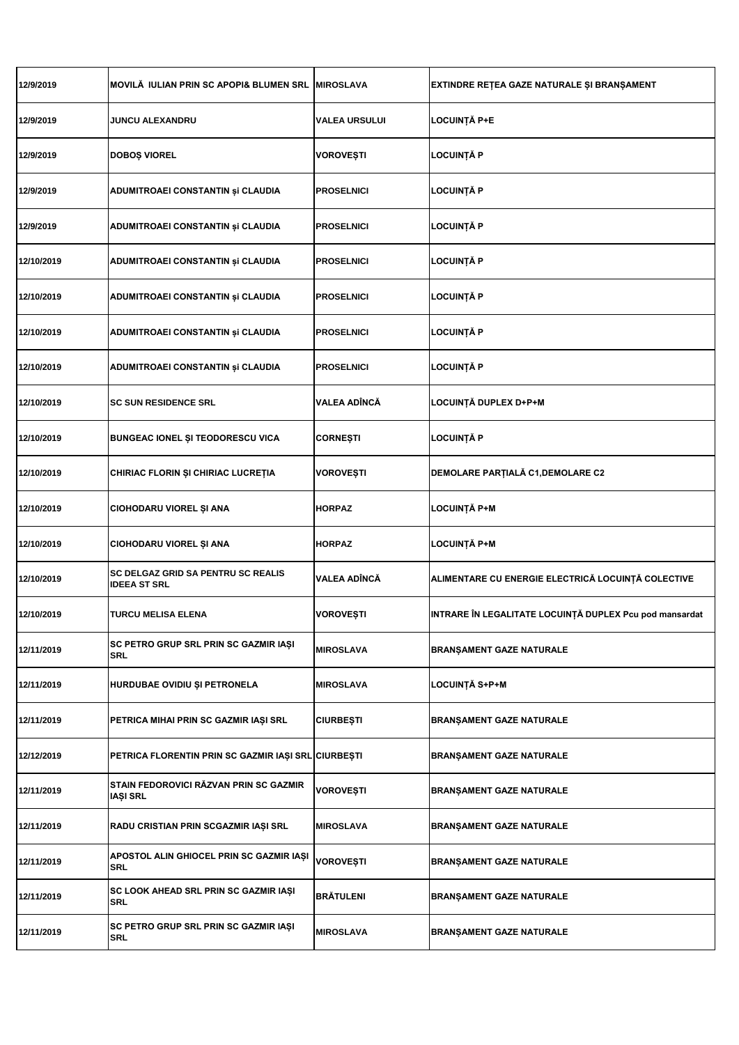| 12/9/2019 | MOVILĂ IULIAN PRIN SC APOPI& BLUMEN SRL | MIROSLAVA | EXTINDRE REȚEA GAZE NATURALE ȘI BRANȘAMENT |
|---|---|---|---|
| 12/9/2019 | JUNCU ALEXANDRU | VALEA URSULUI | LOCUINȚĂ P+E |
| 12/9/2019 | DOBOȘ VIOREL | VOROVEȘTI | LOCUINȚĂ P |
| 12/9/2019 | ADUMITROAEI CONSTANTIN și CLAUDIA | PROSELNICI | LOCUINȚĂ P |
| 12/9/2019 | ADUMITROAEI CONSTANTIN și CLAUDIA | PROSELNICI | LOCUINȚĂ P |
| 12/10/2019 | ADUMITROAEI CONSTANTIN și CLAUDIA | PROSELNICI | LOCUINȚĂ P |
| 12/10/2019 | ADUMITROAEI CONSTANTIN și CLAUDIA | PROSELNICI | LOCUINȚĂ P |
| 12/10/2019 | ADUMITROAEI CONSTANTIN și CLAUDIA | PROSELNICI | LOCUINȚĂ P |
| 12/10/2019 | ADUMITROAEI CONSTANTIN și CLAUDIA | PROSELNICI | LOCUINȚĂ P |
| 12/10/2019 | SC SUN RESIDENCE SRL | VALEA ADÎNCĂ | LOCUINȚĂ DUPLEX D+P+M |
| 12/10/2019 | BUNGEAC IONEL ȘI TEODORESCU VICA | CORNEȘTI | LOCUINȚĂ P |
| 12/10/2019 | CHIRIAC FLORIN ȘI CHIRIAC LUCREȚIA | VOROVEȘTI | DEMOLARE PARȚIALĂ C1,DEMOLARE C2 |
| 12/10/2019 | CIOHODARU VIOREL ȘI ANA | HORPAZ | LOCUINȚĂ P+M |
| 12/10/2019 | CIOHODARU VIOREL ȘI ANA | HORPAZ | LOCUINȚĂ P+M |
| 12/10/2019 | SC DELGAZ GRID SA PENTRU SC REALIS IDEEA ST SRL | VALEA ADÎNCĂ | ALIMENTARE CU ENERGIE ELECTRICĂ LOCUINȚĂ COLECTIVE |
| 12/10/2019 | TURCU MELISA ELENA | VOROVEȘTI | INTRARE ÎN LEGALITATE LOCUINȚĂ DUPLEX Pcu pod mansardat |
| 12/11/2019 | SC PETRO GRUP SRL PRIN SC GAZMIR IAȘI SRL | MIROSLAVA | BRANȘAMENT GAZE NATURALE |
| 12/11/2019 | HURDUBAE OVIDIU ȘI PETRONELA | MIROSLAVA | LOCUINȚĂ S+P+M |
| 12/11/2019 | PETRICA MIHAI PRIN SC GAZMIR IAȘI SRL | CIURBEȘTI | BRANȘAMENT GAZE NATURALE |
| 12/12/2019 | PETRICA FLORENTIN PRIN SC GAZMIR IAȘI SRL | CIURBEȘTI | BRANȘAMENT GAZE NATURALE |
| 12/11/2019 | STAIN FEDOROVICI RĂZVAN PRIN SC GAZMIR IAȘI SRL | VOROVEȘTI | BRANȘAMENT GAZE NATURALE |
| 12/11/2019 | RADU CRISTIAN PRIN SCGAZMIR IAȘI SRL | MIROSLAVA | BRANȘAMENT GAZE NATURALE |
| 12/11/2019 | APOSTOL ALIN GHIOCEL PRIN SC GAZMIR IAȘI SRL | VOROVEȘTI | BRANȘAMENT GAZE NATURALE |
| 12/11/2019 | SC LOOK AHEAD SRL PRIN SC GAZMIR IAȘI SRL | BRĂTULENI | BRANȘAMENT GAZE NATURALE |
| 12/11/2019 | SC PETRO GRUP SRL PRIN SC GAZMIR IAȘI SRL | MIROSLAVA | BRANȘAMENT GAZE NATURALE |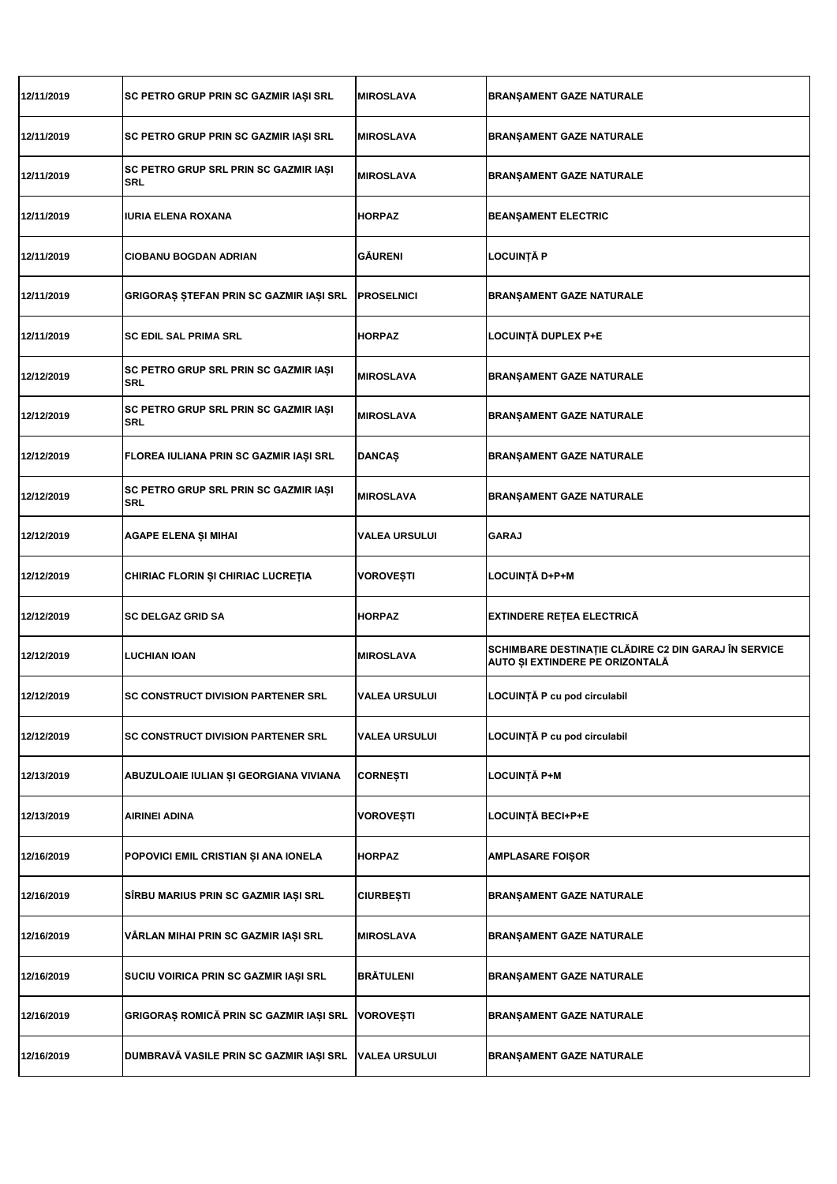| | | | |
|---|---|---|---|
| 12/11/2019 | SC PETRO GRUP PRIN SC GAZMIR IAȘI SRL | MIROSLAVA | BRANȘAMENT GAZE NATURALE |
| 12/11/2019 | SC PETRO GRUP PRIN SC GAZMIR IAȘI SRL | MIROSLAVA | BRANȘAMENT GAZE NATURALE |
| 12/11/2019 | SC PETRO GRUP SRL PRIN SC GAZMIR IAȘI SRL | MIROSLAVA | BRANȘAMENT GAZE NATURALE |
| 12/11/2019 | IURIA ELENA ROXANA | HORPAZ | BEANȘAMENT ELECTRIC |
| 12/11/2019 | CIOBANU BOGDAN ADRIAN | GĂURENI | LOCUINȚĂ P |
| 12/11/2019 | GRIGORAȘ ȘTEFAN PRIN SC GAZMIR IAȘI SRL | PROSELNICI | BRANȘAMENT GAZE NATURALE |
| 12/11/2019 | SC EDIL SAL PRIMA SRL | HORPAZ | LOCUINȚĂ DUPLEX P+E |
| 12/12/2019 | SC PETRO GRUP SRL PRIN SC GAZMIR IAȘI SRL | MIROSLAVA | BRANȘAMENT GAZE NATURALE |
| 12/12/2019 | SC PETRO GRUP SRL PRIN SC GAZMIR IAȘI SRL | MIROSLAVA | BRANȘAMENT GAZE NATURALE |
| 12/12/2019 | FLOREA IULIANA PRIN SC GAZMIR IAȘI SRL | DANCAȘ | BRANȘAMENT GAZE NATURALE |
| 12/12/2019 | SC PETRO GRUP SRL PRIN SC GAZMIR IAȘI SRL | MIROSLAVA | BRANȘAMENT GAZE NATURALE |
| 12/12/2019 | AGAPE ELENA ȘI MIHAI | VALEA URSULUI | GARAJ |
| 12/12/2019 | CHIRIAC FLORIN ȘI CHIRIAC LUCREȚIA | VOROVEȘTI | LOCUINȚĂ D+P+M |
| 12/12/2019 | SC DELGAZ GRID SA | HORPAZ | EXTINDERE REȚEA ELECTRICĂ |
| 12/12/2019 | LUCHIAN IOAN | MIROSLAVA | SCHIMBARE DESTINAȚIE CLĂDIRE C2 DIN GARAJ ÎN SERVICE AUTO ȘI EXTINDERE PE ORIZONTALĂ |
| 12/12/2019 | SC CONSTRUCT DIVISION PARTENER SRL | VALEA URSULUI | LOCUINȚĂ P cu pod circulabil |
| 12/12/2019 | SC CONSTRUCT DIVISION PARTENER SRL | VALEA URSULUI | LOCUINȚĂ P cu pod circulabil |
| 12/13/2019 | ABUZULOAIE IULIAN ȘI GEORGIANA VIVIANA | CORNEȘTI | LOCUINȚĂ P+M |
| 12/13/2019 | AIRINEI ADINA | VOROVEȘTI | LOCUINȚĂ BECI+P+E |
| 12/16/2019 | POPOVICI EMIL CRISTIAN ȘI ANA IONELA | HORPAZ | AMPLASARE FOIȘOR |
| 12/16/2019 | SÎRBU MARIUS PRIN SC GAZMIR IAȘI SRL | CIURBEȘTI | BRANȘAMENT GAZE NATURALE |
| 12/16/2019 | VÂRLAN MIHAI PRIN SC GAZMIR IAȘI SRL | MIROSLAVA | BRANȘAMENT GAZE NATURALE |
| 12/16/2019 | SUCIU VOIRICA PRIN SC GAZMIR IAȘI SRL | BRĂTULENI | BRANȘAMENT GAZE NATURALE |
| 12/16/2019 | GRIGORAȘ ROMICĂ PRIN SC GAZMIR IAȘI SRL | VOROVEȘTI | BRANȘAMENT GAZE NATURALE |
| 12/16/2019 | DUMBRAVĂ VASILE PRIN SC GAZMIR IAȘI SRL | VALEA URSULUI | BRANȘAMENT GAZE NATURALE |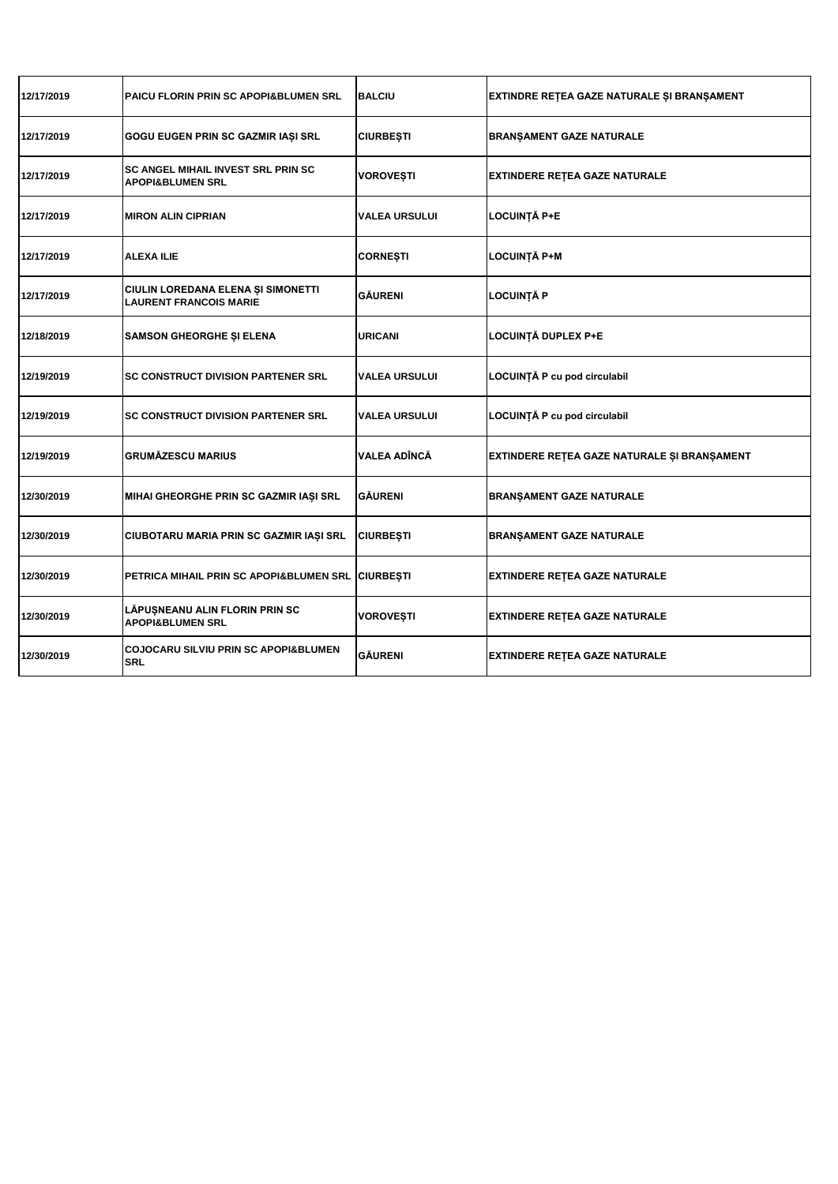| | | | |
|---|---|---|---|
| 12/17/2019 | PAICU FLORIN PRIN SC APOPI&BLUMEN SRL | BALCIU | EXTINDRE REȚEA GAZE NATURALE ȘI BRANȘAMENT |
| 12/17/2019 | GOGU EUGEN PRIN SC GAZMIR IAȘI SRL | CIURBEȘTI | BRANȘAMENT GAZE NATURALE |
| 12/17/2019 | SC ANGEL MIHAIL INVEST SRL PRIN SC APOPI&BLUMEN SRL | VOROVEȘTI | EXTINDERE REȚEA GAZE NATURALE |
| 12/17/2019 | MIRON ALIN CIPRIAN | VALEA URSULUI | LOCUINȚĂ P+E |
| 12/17/2019 | ALEXA ILIE | CORNEȘTI | LOCUINȚĂ P+M |
| 12/17/2019 | CIULIN LOREDANA ELENA ȘI SIMONETTI LAURENT FRANCOIS MARIE | GĂURENI | LOCUINȚĂ P |
| 12/18/2019 | SAMSON GHEORGHE ȘI ELENA | URICANI | LOCUINȚĂ DUPLEX P+E |
| 12/19/2019 | SC CONSTRUCT DIVISION PARTENER SRL | VALEA URSULUI | LOCUINȚĂ P cu pod circulabil |
| 12/19/2019 | SC CONSTRUCT DIVISION PARTENER SRL | VALEA URSULUI | LOCUINȚĂ P cu pod circulabil |
| 12/19/2019 | GRUMĂZESCU MARIUS | VALEA ADÎNCĂ | EXTINDERE REȚEA GAZE NATURALE ȘI BRANȘAMENT |
| 12/30/2019 | MIHAI GHEORGHE PRIN SC GAZMIR IAȘI SRL | GĂURENI | BRANȘAMENT GAZE NATURALE |
| 12/30/2019 | CIUBOTARU MARIA PRIN SC GAZMIR IAȘI SRL | CIURBEȘTI | BRANȘAMENT GAZE NATURALE |
| 12/30/2019 | PETRICA MIHAIL PRIN SC APOPI&BLUMEN SRL | CIURBEȘTI | EXTINDERE REȚEA GAZE NATURALE |
| 12/30/2019 | LĂPUȘNEANU ALIN FLORIN PRIN SC APOPI&BLUMEN SRL | VOROVEȘTI | EXTINDERE REȚEA GAZE NATURALE |
| 12/30/2019 | COJOCARU SILVIU PRIN SC APOPI&BLUMEN SRL | GĂURENI | EXTINDERE REȚEA GAZE NATURALE |